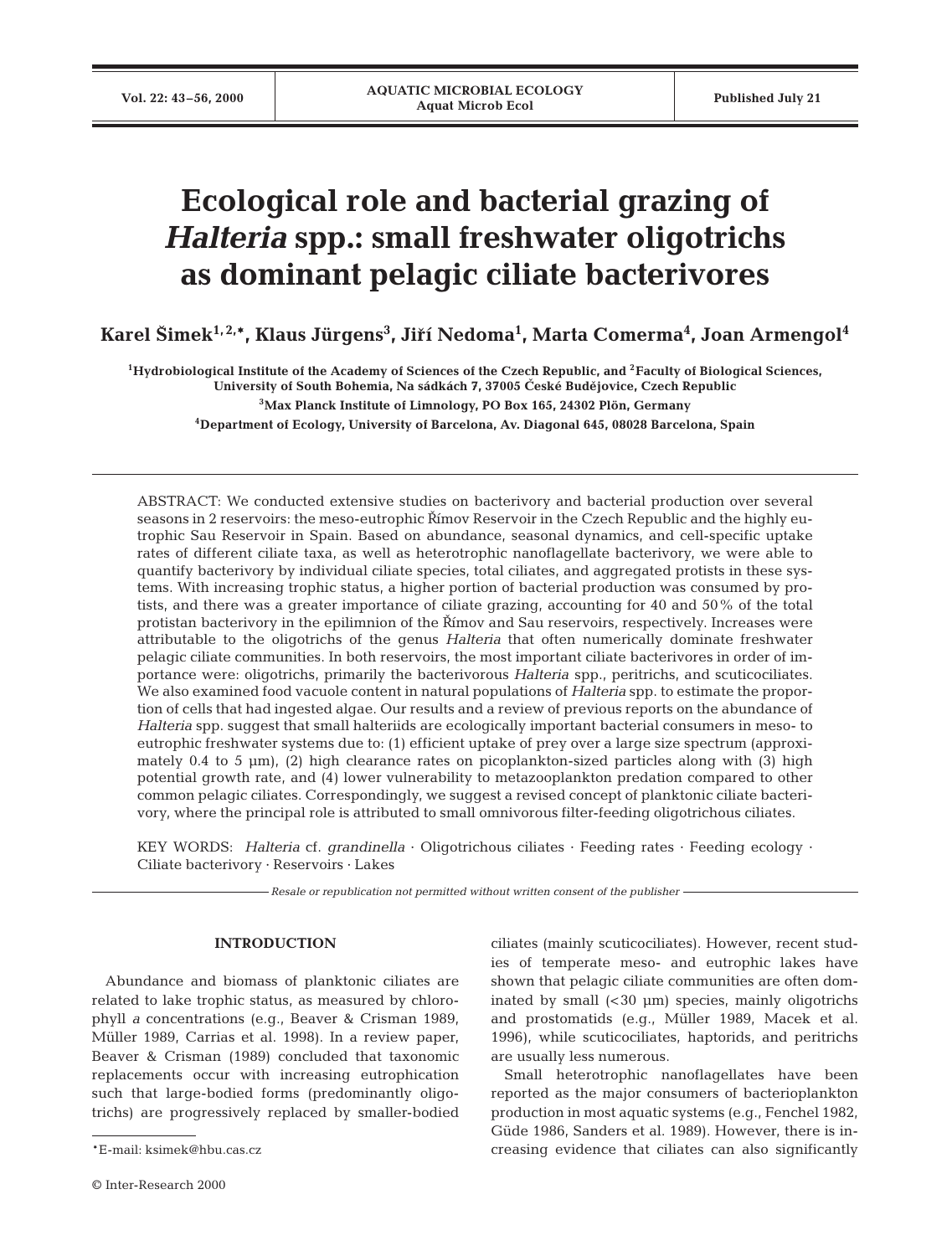# Ecological role and bacterial grazing of *Halteria* spp.: small freshwater oligotrichs as dominant pelagic ciliate bacterivores

**Karel Šimek[1,2,*], Klaus Jürgens[3], Jiří Nedoma[1], Marta Comerma[4], Joan Armengol[4]**

[1]Hydrobiological Institute of the Academy of Sciences of the Czech Republic, and [2]Faculty of Biological Sciences, University of South Bohemia, Na sádkách 7, 37005 České Budějovice, Czech Republic

[3]Max Planck Institute of Limnology, PO Box 165, 24302 Plön, Germany

[4]Department of Ecology, University of Barcelona, Av. Diagonal 645, 08028 Barcelona, Spain

ABSTRACT: We conducted extensive studies on bacterivory and bacterial production over several seasons in 2 reservoirs: the meso-eutrophic Římov Reservoir in the Czech Republic and the highly eutrophic Sau Reservoir in Spain. Based on abundance, seasonal dynamics, and cell-specific uptake rates of different ciliate taxa, as well as heterotrophic nanoflagellate bacterivory, we were able to quantify bacterivory by individual ciliate species, total ciliates, and aggregated protists in these systems. With increasing trophic status, a higher portion of bacterial production was consumed by protists, and there was a greater importance of ciliate grazing, accounting for 40 and 50% of the total protistan bacterivory in the epilimnion of the Římov and Sau reservoirs, respectively. Increases were attributable to the oligotrichs of the genus *Halteria* that often numerically dominate freshwater pelagic ciliate communities. In both reservoirs, the most important ciliate bacterivores in order of importance were: oligotrichs, primarily the bacterivorous *Halteria* spp., peritrichs, and scuticociliates. We also examined food vacuole content in natural populations of *Halteria* spp. to estimate the proportion of cells that had ingested algae. Our results and a review of previous reports on the abundance of *Halteria* spp. suggest that small halteriids are ecologically important bacterial consumers in meso- to eutrophic freshwater systems due to: (1) efficient uptake of prey over a large size spectrum (approximately 0.4 to 5 µm), (2) high clearance rates on picoplankton-sized particles along with (3) high potential growth rate, and (4) lower vulnerability to metazooplankton predation compared to other common pelagic ciliates. Correspondingly, we suggest a revised concept of planktonic ciliate bacterivory, where the principal role is attributed to small omnivorous filter-feeding oligotrichous ciliates.

KEY WORDS: *Halteria* cf. *grandinella* · Oligotrichous ciliates · Feeding rates · Feeding ecology · Ciliate bacterivory · Reservoirs · Lakes

*Resale or republication not permitted without written consent of the publisher*

## INTRODUCTION

Abundance and biomass of planktonic ciliates are related to lake trophic status, as measured by chlorophyll *a* concentrations (e.g., Beaver & Crisman 1989, Müller 1989, Carrias et al. 1998). In a review paper, Beaver & Crisman (1989) concluded that taxonomic replacements occur with increasing eutrophication such that large-bodied forms (predominantly oligotrichs) are progressively replaced by smaller-bodied ciliates (mainly scuticociliates). However, recent studies of temperate meso- and eutrophic lakes have shown that pelagic ciliate communities are often dominated by small (<30 µm) species, mainly oligotrichs and prostomatids (e.g., Müller 1989, Macek et al. 1996), while scuticociliates, haptorids, and peritrichs are usually less numerous.

Small heterotrophic nanoflagellates have been reported as the major consumers of bacterioplankton production in most aquatic systems (e.g., Fenchel 1982, Güde 1986, Sanders et al. 1989). However, there is increasing evidence that ciliates can also significantly

*E-mail: ksimek@hbu.cas.cz

© Inter-Research 2000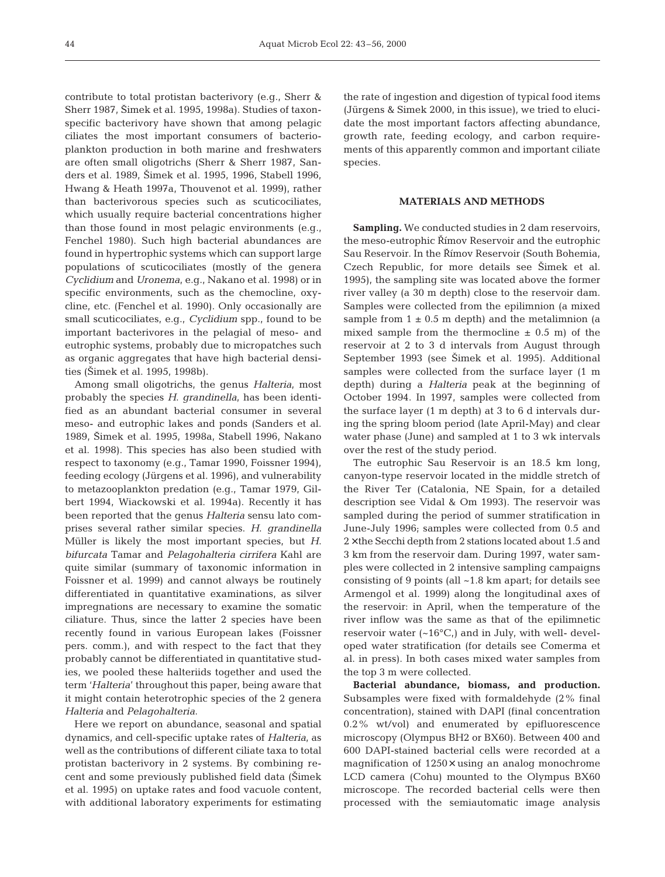contribute to total protistan bacterivory (e.g., Sherr & Sherr 1987, Šimek et al. 1995, 1998a). Studies of taxon-specific bacterivory have shown that among pelagic ciliates the most important consumers of bacterioplankton production in both marine and freshwaters are often small oligotrichs (Sherr & Sherr 1987, Sanders et al. 1989, Šimek et al. 1995, 1996, Stabell 1996, Hwang & Heath 1997a, Thouvenot et al. 1999), rather than bacterivorous species such as scuticociliates, which usually require bacterial concentrations higher than those found in most pelagic environments (e.g., Fenchel 1980). Such high bacterial abundances are found in hypertrophic systems which can support large populations of scuticociliates (mostly of the genera *Cyclidium* and *Uronema*, e.g., Nakano et al. 1998) or in specific environments, such as the chemocline, oxycline, etc. (Fenchel et al. 1990). Only occasionally are small scuticociliates, e.g., *Cyclidium* spp., found to be important bacterivores in the pelagial of meso- and eutrophic systems, probably due to micropatches such as organic aggregates that have high bacterial densities (Šimek et al. 1995, 1998b).

Among small oligotrichs, the genus *Halteria*, most probably the species *H. grandinella*, has been identified as an abundant bacterial consumer in several meso- and eutrophic lakes and ponds (Sanders et al. 1989, Šimek et al. 1995, 1998a, Stabell 1996, Nakano et al. 1998). This species has also been studied with respect to taxonomy (e.g., Tamar 1990, Foissner 1994), feeding ecology (Jürgens et al. 1996), and vulnerability to metazooplankton predation (e.g., Tamar 1979, Gilbert 1994, Wiackowski et al. 1994a). Recently it has been reported that the genus *Halteria* sensu lato comprises several rather similar species. *H. grandinella* Müller is likely the most important species, but *H. bifurcata* Tamar and *Pelagohalteria cirrifera* Kahl are quite similar (summary of taxonomic information in Foissner et al. 1999) and cannot always be routinely differentiated in quantitative examinations, as silver impregnations are necessary to examine the somatic ciliature. Thus, since the latter 2 species have been recently found in various European lakes (Foissner pers. comm.), and with respect to the fact that they probably cannot be differentiated in quantitative studies, we pooled these halteriids together and used the term '*Halteria*' throughout this paper, being aware that it might contain heterotrophic species of the 2 genera *Halteria* and *Pelagohalteria*.

Here we report on abundance, seasonal and spatial dynamics, and cell-specific uptake rates of *Halteria*, as well as the contributions of different ciliate taxa to total protistan bacterivory in 2 systems. By combining recent and some previously published field data (Šimek et al. 1995) on uptake rates and food vacuole content, with additional laboratory experiments for estimating the rate of ingestion and digestion of typical food items (Jürgens & Simek 2000, in this issue), we tried to elucidate the most important factors affecting abundance, growth rate, feeding ecology, and carbon requirements of this apparently common and important ciliate species.

## MATERIALS AND METHODS

**Sampling.** We conducted studies in 2 dam reservoirs, the meso-eutrophic Římov Reservoir and the eutrophic Sau Reservoir. In the Římov Reservoir (South Bohemia, Czech Republic, for more details see Šimek et al. 1995), the sampling site was located above the former river valley (a 30 m depth) close to the reservoir dam. Samples were collected from the epilimnion (a mixed sample from 1 ± 0.5 m depth) and the metalimnion (a mixed sample from the thermocline ± 0.5 m) of the reservoir at 2 to 3 d intervals from August through September 1993 (see Šimek et al. 1995). Additional samples were collected from the surface layer (1 m depth) during a *Halteria* peak at the beginning of October 1994. In 1997, samples were collected from the surface layer (1 m depth) at 3 to 6 d intervals during the spring bloom period (late April-May) and clear water phase (June) and sampled at 1 to 3 wk intervals over the rest of the study period.

The eutrophic Sau Reservoir is an 18.5 km long, canyon-type reservoir located in the middle stretch of the River Ter (Catalonia, NE Spain, for a detailed description see Vidal & Om 1993). The reservoir was sampled during the period of summer stratification in June-July 1996; samples were collected from 0.5 and 2 × the Secchi depth from 2 stations located about 1.5 and 3 km from the reservoir dam. During 1997, water samples were collected in 2 intensive sampling campaigns consisting of 9 points (all ~1.8 km apart; for details see Armengol et al. 1999) along the longitudinal axes of the reservoir: in April, when the temperature of the river inflow was the same as that of the epilimnetic reservoir water (~16°C,) and in July, with well- developed water stratification (for details see Comerma et al. in press). In both cases mixed water samples from the top 3 m were collected.

**Bacterial abundance, biomass, and production.** Subsamples were fixed with formaldehyde (2% final concentration), stained with DAPI (final concentration 0.2% wt/vol) and enumerated by epifluorescence microscopy (Olympus BH2 or BX60). Between 400 and 600 DAPI-stained bacterial cells were recorded at a magnification of 1250 × using an analog monochrome LCD camera (Cohu) mounted to the Olympus BX60 microscope. The recorded bacterial cells were then processed with the semiautomatic image analysis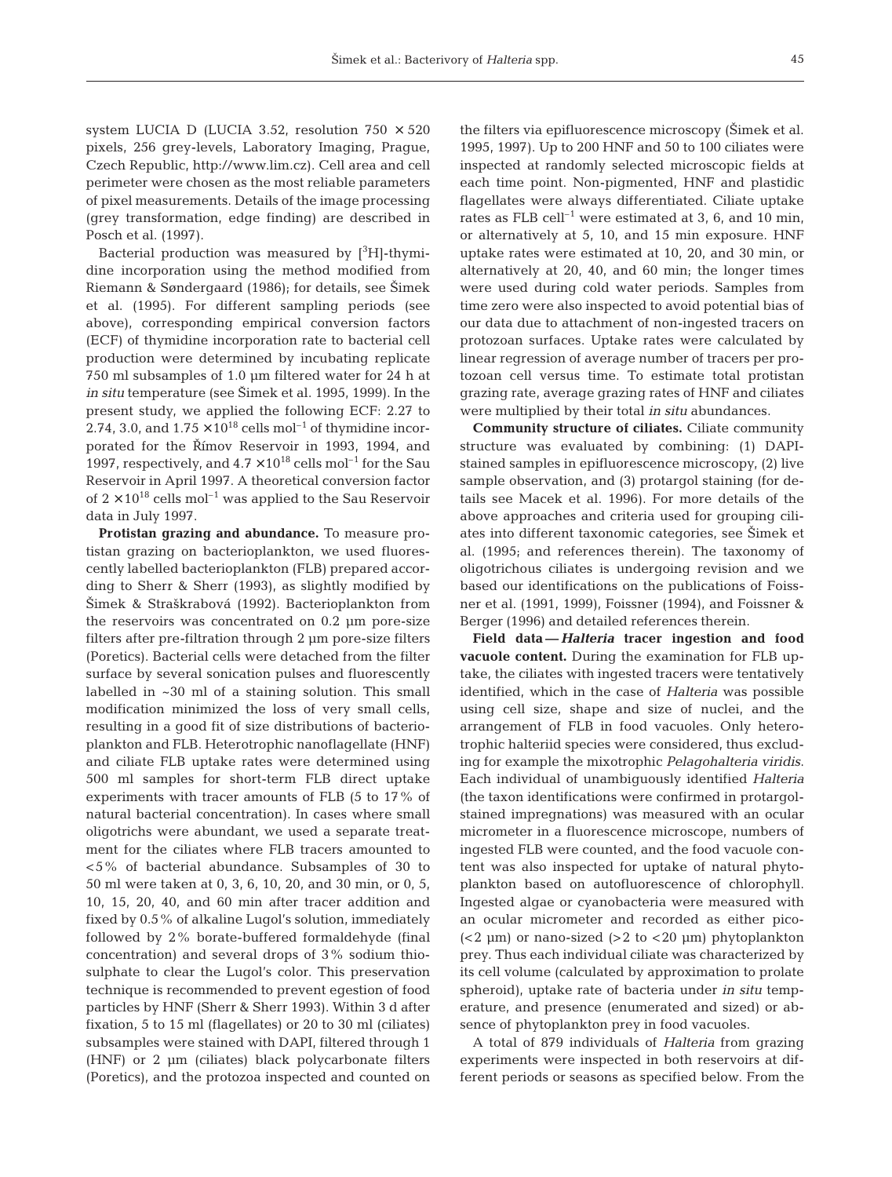system LUCIA D (LUCIA 3.52, resolution 750 × 520 pixels, 256 grey-levels, Laboratory Imaging, Prague, Czech Republic, http://www.lim.cz). Cell area and cell perimeter were chosen as the most reliable parameters of pixel measurements. Details of the image processing (grey transformation, edge finding) are described in Posch et al. (1997).

Bacterial production was measured by [$^3$H]-thymidine incorporation using the method modified from Riemann & Søndergaard (1986); for details, see Šimek et al. (1995). For different sampling periods (see above), corresponding empirical conversion factors (ECF) of thymidine incorporation rate to bacterial cell production were determined by incubating replicate 750 ml subsamples of 1.0 µm filtered water for 24 h at *in situ* temperature (see Šimek et al. 1995, 1999). In the present study, we applied the following ECF: 2.27 to 2.74, 3.0, and $1.75 \times 10^{18}$ cells mol$^{-1}$ of thymidine incorporated for the Římov Reservoir in 1993, 1994, and 1997, respectively, and $4.7 \times 10^{18}$ cells mol$^{-1}$ for the Sau Reservoir in April 1997. A theoretical conversion factor of $2 \times 10^{18}$ cells mol$^{-1}$ was applied to the Sau Reservoir data in July 1997.

**Protistan grazing and abundance.** To measure protistan grazing on bacterioplankton, we used fluorescently labelled bacterioplankton (FLB) prepared according to Sherr & Sherr (1993), as slightly modified by Šimek & Straškrabová (1992). Bacterioplankton from the reservoirs was concentrated on 0.2 µm pore-size filters after pre-filtration through 2 µm pore-size filters (Poretics). Bacterial cells were detached from the filter surface by several sonication pulses and fluorescently labelled in ~30 ml of a staining solution. This small modification minimized the loss of very small cells, resulting in a good fit of size distributions of bacterioplankton and FLB. Heterotrophic nanoflagellate (HNF) and ciliate FLB uptake rates were determined using 500 ml samples for short-term FLB direct uptake experiments with tracer amounts of FLB (5 to 17% of natural bacterial concentration). In cases where small oligotrichs were abundant, we used a separate treatment for the ciliates where FLB tracers amounted to <5% of bacterial abundance. Subsamples of 30 to 50 ml were taken at 0, 3, 6, 10, 20, and 30 min, or 0, 5, 10, 15, 20, 40, and 60 min after tracer addition and fixed by 0.5% of alkaline Lugol's solution, immediately followed by 2% borate-buffered formaldehyde (final concentration) and several drops of 3% sodium thiosulphate to clear the Lugol's color. This preservation technique is recommended to prevent egestion of food particles by HNF (Sherr & Sherr 1993). Within 3 d after fixation, 5 to 15 ml (flagellates) or 20 to 30 ml (ciliates) subsamples were stained with DAPI, filtered through 1 (HNF) or 2 µm (ciliates) black polycarbonate filters (Poretics), and the protozoa inspected and counted on the filters via epifluorescence microscopy (Šimek et al. 1995, 1997). Up to 200 HNF and 50 to 100 ciliates were inspected at randomly selected microscopic fields at each time point. Non-pigmented, HNF and plastidic flagellates were always differentiated. Ciliate uptake rates as FLB cell$^{-1}$ were estimated at 3, 6, and 10 min, or alternatively at 5, 10, and 15 min exposure. HNF uptake rates were estimated at 10, 20, and 30 min, or alternatively at 20, 40, and 60 min; the longer times were used during cold water periods. Samples from time zero were also inspected to avoid potential bias of our data due to attachment of non-ingested tracers on protozoan surfaces. Uptake rates were calculated by linear regression of average number of tracers per protozoan cell versus time. To estimate total protistan grazing rate, average grazing rates of HNF and ciliates were multiplied by their total *in situ* abundances.

**Community structure of ciliates.** Ciliate community structure was evaluated by combining: (1) DAPI-stained samples in epifluorescence microscopy, (2) live sample observation, and (3) protargol staining (for details see Macek et al. 1996). For more details of the above approaches and criteria used for grouping ciliates into different taxonomic categories, see Šimek et al. (1995; and references therein). The taxonomy of oligotrichous ciliates is undergoing revision and we based our identifications on the publications of Foissner et al. (1991, 1999), Foissner (1994), and Foissner & Berger (1996) and detailed references therein.

**Field data — *Halteria* tracer ingestion and food vacuole content.** During the examination for FLB uptake, the ciliates with ingested tracers were tentatively identified, which in the case of *Halteria* was possible using cell size, shape and size of nuclei, and the arrangement of FLB in food vacuoles. Only heterotrophic halteriid species were considered, thus excluding for example the mixotrophic *Pelagohalteria viridis*. Each individual of unambiguously identified *Halteria* (the taxon identifications were confirmed in protargol-stained impregnations) was measured with an ocular micrometer in a fluorescence microscope, numbers of ingested FLB were counted, and the food vacuole content was also inspected for uptake of natural phytoplankton based on autofluorescence of chlorophyll. Ingested algae or cyanobacteria were measured with an ocular micrometer and recorded as either pico- (<2 µm) or nano-sized (>2 to <20 µm) phytoplankton prey. Thus each individual ciliate was characterized by its cell volume (calculated by approximation to prolate spheroid), uptake rate of bacteria under *in situ* temperature, and presence (enumerated and sized) or absence of phytoplankton prey in food vacuoles.

A total of 879 individuals of *Halteria* from grazing experiments were inspected in both reservoirs at different periods or seasons as specified below. From the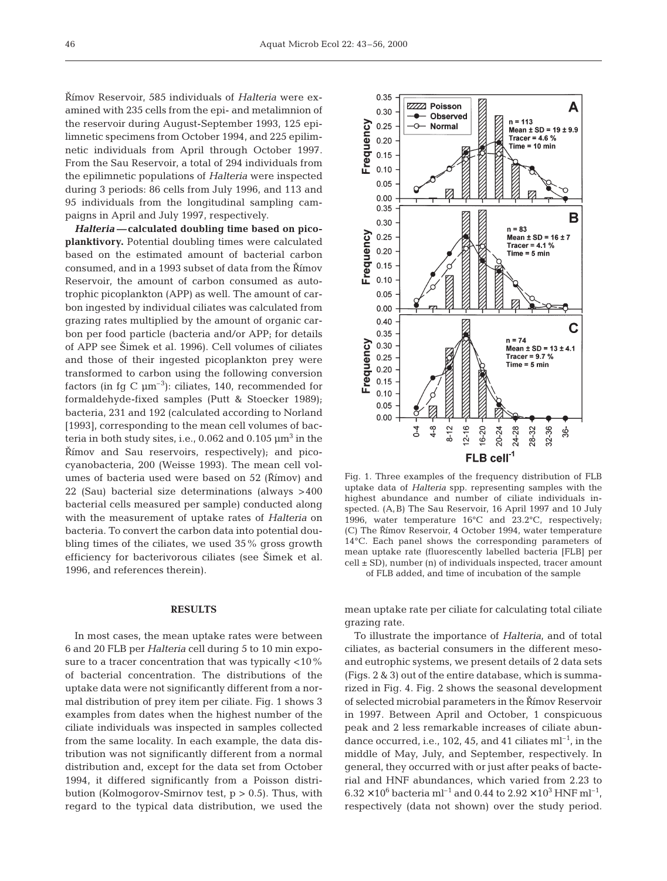Římov Reservoir, 585 individuals of *Halteria* were examined with 235 cells from the epi- and metalimnion of the reservoir during August-September 1993, 125 epilimnetic specimens from October 1994, and 225 epilimnetic individuals from April through October 1997. From the Sau Reservoir, a total of 294 individuals from the epilimnetic populations of *Halteria* were inspected during 3 periods: 86 cells from July 1996, and 113 and 95 individuals from the longitudinal sampling campaigns in April and July 1997, respectively.

***Halteria* — calculated doubling time based on picoplanktivory.** Potential doubling times were calculated based on the estimated amount of bacterial carbon consumed, and in a 1993 subset of data from the Římov Reservoir, the amount of carbon consumed as autotrophic picoplankton (APP) as well. The amount of carbon ingested by individual ciliates was calculated from grazing rates multiplied by the amount of organic carbon per food particle (bacteria and/or APP; for details of APP see Šimek et al. 1996). Cell volumes of ciliates and those of their ingested picoplankton prey were transformed to carbon using the following conversion factors (in fg C $\mu m^{-3}$): ciliates, 140, recommended for formaldehyde-fixed samples (Putt & Stoecker 1989); bacteria, 231 and 192 (calculated according to Norland [1993], corresponding to the mean cell volumes of bacteria in both study sites, i.e., 0.062 and 0.105 $\mu m^3$ in the Římov and Sau reservoirs, respectively); and picocyanobacteria, 200 (Weisse 1993). The mean cell volumes of bacteria used were based on 52 (Římov) and 22 (Sau) bacterial size determinations (always >400 bacterial cells measured per sample) conducted along with the measurement of uptake rates of *Halteria* on bacteria. To convert the carbon data into potential doubling times of the ciliates, we used 35% gross growth efficiency for bacterivorous ciliates (see Šimek et al. 1996, and references therein).

## RESULTS

In most cases, the mean uptake rates were between 6 and 20 FLB per *Halteria* cell during 5 to 10 min exposure to a tracer concentration that was typically <10% of bacterial concentration. The distributions of the uptake data were not significantly different from a normal distribution of prey item per ciliate. Fig. 1 shows 3 examples from dates when the highest number of the ciliate individuals was inspected in samples collected from the same locality. In each example, the data distribution was not significantly different from a normal distribution and, except for the data set from October 1994, it differed significantly from a Poisson distribution (Kolmogorov-Smirnov test, $p > 0.5$). Thus, with regard to the typical data distribution, we used the mean uptake rate per ciliate for calculating total ciliate grazing rate.

Fig. 1. Three examples of the frequency distribution of FLB uptake data of *Halteria* spp. representing samples with the highest abundance and number of ciliate individuals inspected. (A,B) The Sau Reservoir, 16 April 1997 and 10 July 1996, water temperature 16°C and 23.2°C, respectively; (C) The Římov Reservoir, 4 October 1994, water temperature 14°C. Each panel shows the corresponding parameters of mean uptake rate (fluorescently labelled bacteria [FLB] per cell ± SD), number (n) of individuals inspected, tracer amount of FLB added, and time of incubation of the sample

To illustrate the importance of *Halteria*, and of total ciliates, as bacterial consumers in the different meso- and eutrophic systems, we present details of 2 data sets (Figs. 2 & 3) out of the entire database, which is summarized in Fig. 4. Fig. 2 shows the seasonal development of selected microbial parameters in the Římov Reservoir in 1997. Between April and October, 1 conspicuous peak and 2 less remarkable increases of ciliate abundance occurred, i.e., 102, 45, and 41 ciliates $ml^{-1}$, in the middle of May, July, and September, respectively. In general, they occurred with or just after peaks of bacterial and HNF abundances, which varied from 2.23 to $6.32 \times 10^6$ bacteria $ml^{-1}$ and 0.44 to $2.92 \times 10^3$ HNF $ml^{-1}$, respectively (data not shown) over the study period.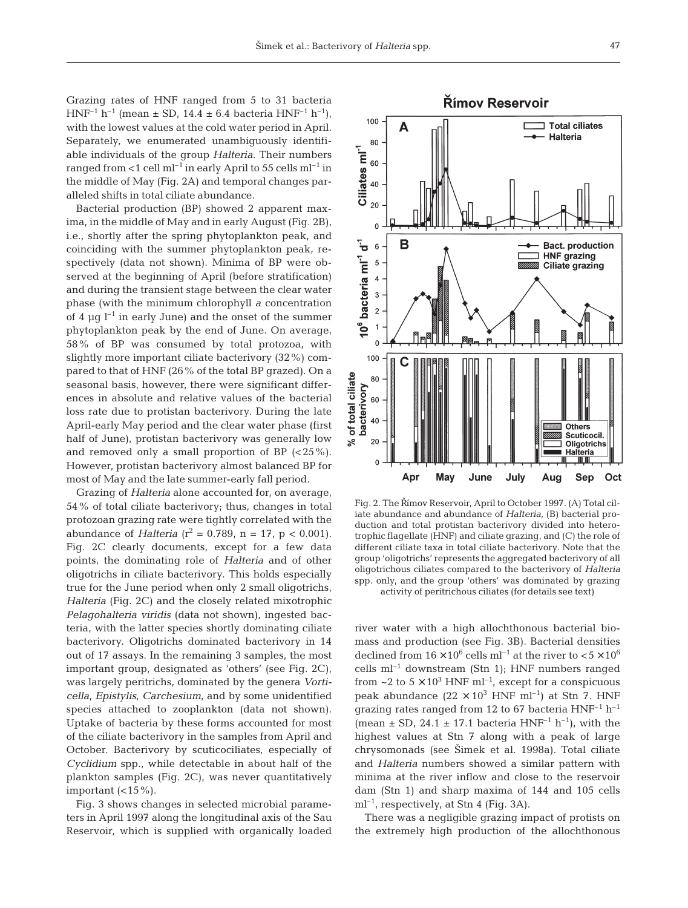Grazing rates of HNF ranged from 5 to 31 bacteria $HNF^{-1}$ $h^{-1}$ (mean ± SD, 14.4 ± 6.4 bacteria $HNF^{-1}$ $h^{-1}$), with the lowest values at the cold water period in April. Separately, we enumerated unambiguously identifiable individuals of the group *Halteria*. Their numbers ranged from <1 cell $ml^{-1}$ in early April to 55 cells $ml^{-1}$ in the middle of May (Fig. 2A) and temporal changes paralleled shifts in total ciliate abundance.

Bacterial production (BP) showed 2 apparent maxima, in the middle of May and in early August (Fig. 2B), i.e., shortly after the spring phytoplankton peak, and coinciding with the summer phytoplankton peak, respectively (data not shown). Minima of BP were observed at the beginning of April (before stratification) and during the transient stage between the clear water phase (with the minimum chlorophyll *a* concentration of 4 µg $l^{-1}$ in early June) and the onset of the summer phytoplankton peak by the end of June. On average, 58% of BP was consumed by total protozoa, with slightly more important ciliate bacterivory (32%) compared to that of HNF (26% of the total BP grazed). On a seasonal basis, however, there were significant differences in absolute and relative values of the bacterial loss rate due to protistan bacterivory. During the late April-early May period and the clear water phase (first half of June), protistan bacterivory was generally low and removed only a small proportion of BP (<25%). However, protistan bacterivory almost balanced BP for most of May and the late summer-early fall period.

Grazing of *Halteria* alone accounted for, on average, 54% of total ciliate bacterivory; thus, changes in total protozoan grazing rate were tightly correlated with the abundance of *Halteria* ($r^2 = 0.789$, $n = 17$, $p < 0.001$). Fig. 2C clearly documents, except for a few data points, the dominating role of *Halteria* and of other oligotrichs in ciliate bacterivory. This holds especially true for the June period when only 2 small oligotrichs, *Halteria* (Fig. 2C) and the closely related mixotrophic *Pelagohalteria viridis* (data not shown), ingested bacteria, with the latter species shortly dominating ciliate bacterivory. Oligotrichs dominated bacterivory in 14 out of 17 assays. In the remaining 3 samples, the most important group, designated as 'others' (see Fig. 2C), was largely peritrichs, dominated by the genera *Vorticella*, *Epistylis*, *Carchesium*, and by some unidentified species attached to zooplankton (data not shown). Uptake of bacteria by these forms accounted for most of the ciliate bacterivory in the samples from April and October. Bacterivory by scuticociliates, especially of *Cyclidium* spp., while detectable in about half of the plankton samples (Fig. 2C), was never quantitatively important (<15%).

Fig. 3 shows changes in selected microbial parameters in April 1997 along the longitudinal axis of the Sau Reservoir, which is supplied with organically loaded river water with a high allochthonous bacterial biomass and production (see Fig. 3B). Bacterial densities declined from $16 \times 10^6$ cells $ml^{-1}$ at the river to $<5 \times 10^6$ cells $ml^{-1}$ downstream (Stn 1); HNF numbers ranged from ~2 to $5 \times 10^3$ HNF $ml^{-1}$, except for a conspicuous peak abundance ($22 \times 10^3$ HNF $ml^{-1}$) at Stn 7. HNF grazing rates ranged from 12 to 67 bacteria $HNF^{-1}$ $h^{-1}$ (mean ± SD, 24.1 ± 17.1 bacteria $HNF^{-1}$ $h^{-1}$), with the highest values at Stn 7 along with a peak of large chrysomonads (see Šimek et al. 1998a). Total ciliate and *Halteria* numbers showed a similar pattern with minima at the river inflow and close to the reservoir dam (Stn 1) and sharp maxima of 144 and 105 cells $ml^{-1}$, respectively, at Stn 4 (Fig. 3A).

There was a negligible grazing impact of protists on the extremely high production of the allochthonous

Fig. 2. The Římov Reservoir, April to October 1997. (A) Total ciliate abundance and abundance of *Halteria*, (B) bacterial production and total protistan bacterivory divided into heterotrophic flagellate (HNF) and ciliate grazing, and (C) the role of different ciliate taxa in total ciliate bacterivory. Note that the group 'oligotrichs' represents the aggregated bacterivory of all oligotrichous ciliates compared to the bacterivory of *Halteria* spp. only, and the group 'others' was dominated by grazing activity of peritrichous ciliates (for details see text)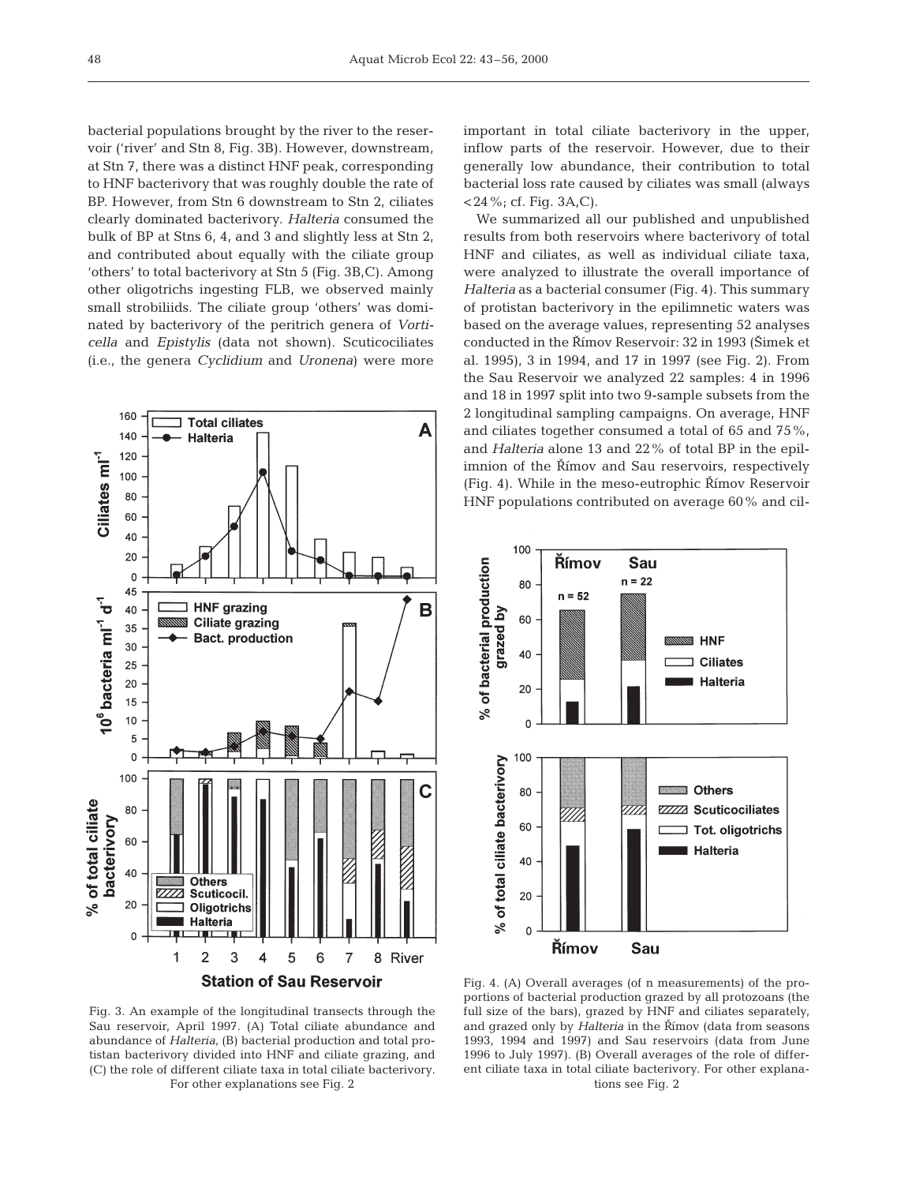bacterial populations brought by the river to the reservoir ('river' and Stn 8, Fig. 3B). However, downstream, at Stn 7, there was a distinct HNF peak, corresponding to HNF bacterivory that was roughly double the rate of BP. However, from Stn 6 downstream to Stn 2, ciliates clearly dominated bacterivory. *Halteria* consumed the bulk of BP at Stns 6, 4, and 3 and slightly less at Stn 2, and contributed about equally with the ciliate group 'others' to total bacterivory at Stn 5 (Fig. 3B,C). Among other oligotrichs ingesting FLB, we observed mainly small strobiliids. The ciliate group 'others' was dominated by bacterivory of the peritrich genera of *Vorticella* and *Epistylis* (data not shown). Scuticociliates (i.e., the genera *Cyclidium* and *Uronema*) were more important in total ciliate bacterivory in the upper, inflow parts of the reservoir. However, due to their generally low abundance, their contribution to total bacterial loss rate caused by ciliates was small (always <24%; cf. Fig. 3A,C).

We summarized all our published and unpublished results from both reservoirs where bacterivory of total HNF and ciliates, as well as individual ciliate taxa, were analyzed to illustrate the overall importance of *Halteria* as a bacterial consumer (Fig. 4). This summary of protistan bacterivory in the epilimnetic waters was based on the average values, representing 52 analyses conducted in the Římov Reservoir: 32 in 1993 (Šimek et al. 1995), 3 in 1994, and 17 in 1997 (see Fig. 2). From the Sau Reservoir we analyzed 22 samples: 4 in 1996 and 18 in 1997 split into two 9-sample subsets from the 2 longitudinal sampling campaigns. On average, HNF and ciliates together consumed a total of 65 and 75%, and *Halteria* alone 13 and 22% of total BP in the epilimnion of the Římov and Sau reservoirs, respectively (Fig. 4). While in the meso-eutrophic Římov Reservoir HNF populations contributed on average 60% and cil-

Fig. 3. An example of the longitudinal transects through the Sau reservoir, April 1997. (A) Total ciliate abundance and abundance of *Halteria*, (B) bacterial production and total protistan bacterivory divided into HNF and ciliate grazing, and (C) the role of different ciliate taxa in total ciliate bacterivory. For other explanations see Fig. 2

Fig. 4. (A) Overall averages (of n measurements) of the proportions of bacterial production grazed by all protozoans (the full size of the bars), grazed by HNF and ciliates separately, and grazed only by *Halteria* in the Římov (data from seasons 1993, 1994 and 1997) and Sau reservoirs (data from June 1996 to July 1997). (B) Overall averages of the role of different ciliate taxa in total ciliate bacterivory. For other explanations see Fig. 2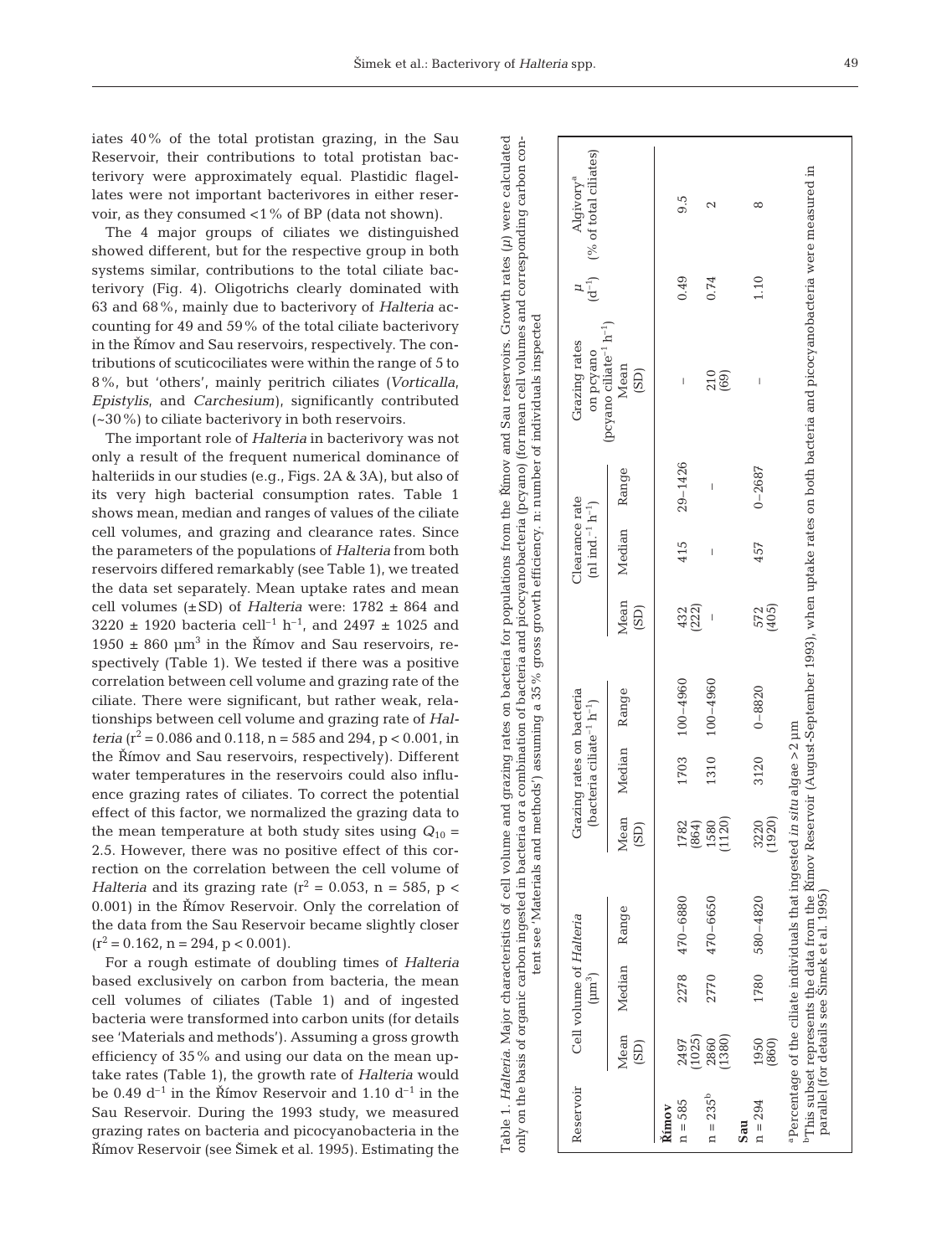iates 40% of the total protistan grazing, in the Sau Reservoir, their contributions to total protistan bacterivory were approximately equal. Plastidic flagellates were not important bacterivores in either reservoir, as they consumed <1% of BP (data not shown).

The 4 major groups of ciliates we distinguished showed different, but for the respective group in both systems similar, contributions to the total ciliate bacterivory (Fig. 4). Oligotrichs clearly dominated with 63 and 68%, mainly due to bacterivory of *Halteria* accounting for 49 and 59% of the total ciliate bacterivory in the Římov and Sau reservoirs, respectively. The contributions of scuticociliates were within the range of 5 to 8%, but 'others', mainly peritrich ciliates (*Vorticalla*, *Epistylis*, and *Carchesium*), significantly contributed (~30%) to ciliate bacterivory in both reservoirs.

The important role of *Halteria* in bacterivory was not only a result of the frequent numerical dominance of halteriids in our studies (e.g., Figs. 2A & 3A), but also of its very high bacterial consumption rates. Table 1 shows mean, median and ranges of values of the ciliate cell volumes, and grazing and clearance rates. Since the parameters of the populations of *Halteria* from both reservoirs differed remarkably (see Table 1), we treated the data set separately. Mean uptake rates and mean cell volumes (±SD) of *Halteria* were: 1782 ± 864 and 3220 ± 1920 bacteria cell$^{-1}$ h$^{-1}$, and 2497 ± 1025 and 1950 ± 860 µm$^3$ in the Římov and Sau reservoirs, respectively (Table 1). We tested if there was a positive correlation between cell volume and grazing rate of the ciliate. There were significant, but rather weak, relationships between cell volume and grazing rate of *Halteria* ($r^2 = 0.086$ and 0.118, $n = 585$ and 294, $p < 0.001$, in the Římov and Sau reservoirs, respectively). Different water temperatures in the reservoirs could also influence grazing rates of ciliates. To correct the potential effect of this factor, we normalized the grazing data to the mean temperature at both study sites using $Q_{10} = 2.5$. However, there was no positive effect of this correction on the correlation between the cell volume of *Halteria* and its grazing rate ($r^2 = 0.053$, $n = 585$, $p < 0.001$) in the Římov Reservoir. Only the correlation of the data from the Sau Reservoir became slightly closer ($r^2 = 0.162$, $n = 294$, $p < 0.001$).

For a rough estimate of doubling times of *Halteria* based exclusively on carbon from bacteria, the mean cell volumes of ciliates (Table 1) and of ingested bacteria were transformed into carbon units (for details see 'Materials and methods'). Assuming a gross growth efficiency of 35% and using our data on the mean uptake rates (Table 1), the growth rate of *Halteria* would be 0.49 d$^{-1}$ in the Římov Reservoir and 1.10 d$^{-1}$ in the Sau Reservoir. During the 1993 study, we measured grazing rates on bacteria and picocyanobacteria in the Římov Reservoir (see Šimek et al. 1995). Estimating the

Table 1. *Halteria*. Major characteristics of cell volume and grazing rates on bacteria for populations from the Římov and Sau reservoirs. Growth rates ($\mu$) were calculated only on the basis of organic carbon ingested in bacteria or a combination of bacteria and picocyanobacteria (pcyano) (for mean cell volumes and corresponding carbon content see 'Materials and methods') assuming a 35% gross growth efficiency. n: number of individuals inspected

| Reservoir | Cell volume of *Halteria* (µm$^3$) | | | Grazing rates on bacteria (bacteria ciliate$^{-1}$ h$^{-1}$) | | | Clearance rate (nl ind.$^{-1}$ h$^{-1}$) | | | Grazing rates on pcyano (pcyano ciliate$^{-1}$ h$^{-1}$) | $\mu$ (d$^{-1}$) | Algivory[a] (% of total ciliates) |
|---|---|---|---|---|---|---|---|---|---|---|---|---|
| | Mean (SD) | Median | Range | Mean (SD) | Median | Range | Mean (SD) | Median | Range | Mean (SD) | | |
| **Římov** | | | | | | | | | | | | |
| n = 585 | 2497 (1025) | 2278 | 470–6880 | 1782 (864) | 1703 | 100–4960 | 432 (222) | 415 | 29–1426 | – | 0.49 | 9.5 |
| n = 235[b] | 2860 (1380) | 2770 | 470–6650 | 1580 (1120) | 1310 | 100–4960 | – | – | – | 210 (69) | 0.74 | 2 |
| **Sau** | | | | | | | | | | | | |
| n = 294 | 1950 (860) | 1780 | 580–4820 | 3220 (1920) | 3120 | 0–8820 | 572 (405) | 457 | 0–2687 | – | 1.10 | 8 |

[a]Percentage of the ciliate individuals that ingested *in situ* algae >2 µm
[b]This subset represents the data from the Římov Reservoir (August-September 1993), when uptake rates on both bacteria and picocyanobacteria were measured in parallel (for details see Šimek et al. 1995)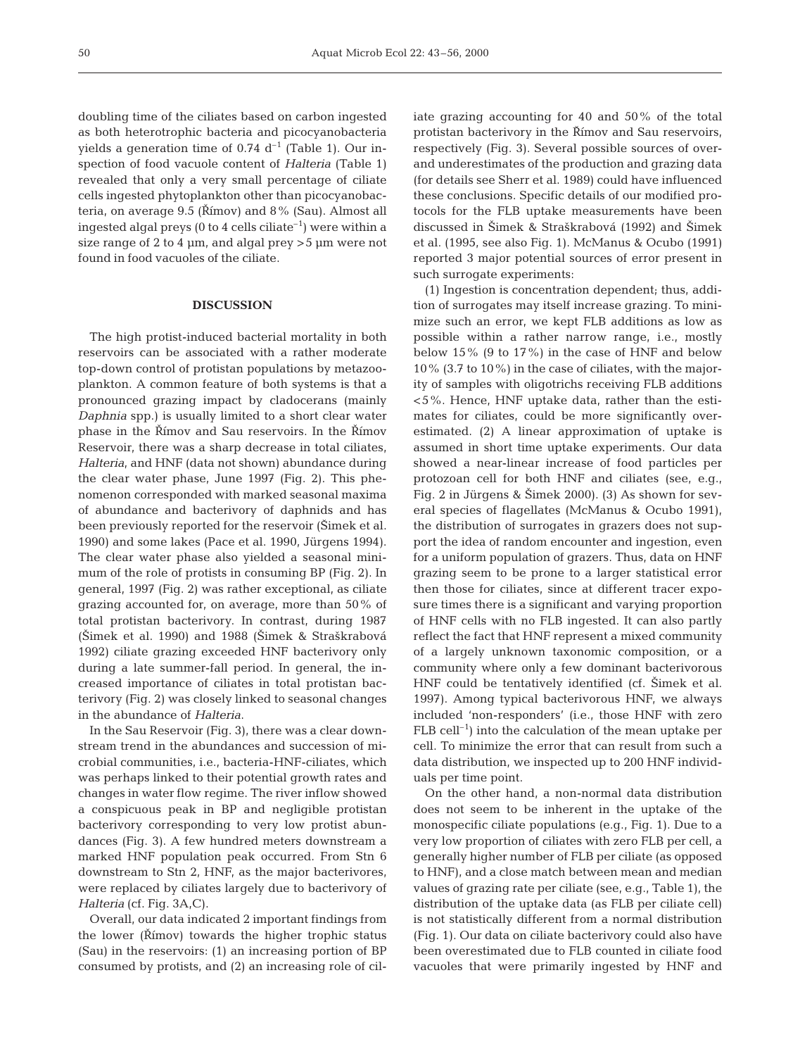doubling time of the ciliates based on carbon ingested as both heterotrophic bacteria and picocyanobacteria yields a generation time of 0.74 $d^{-1}$ (Table 1). Our inspection of food vacuole content of *Halteria* (Table 1) revealed that only a very small percentage of ciliate cells ingested phytoplankton other than picocyanobacteria, on average 9.5 (Římov) and 8% (Sau). Almost all ingested algal preys (0 to 4 cells ciliate$^{-1}$) were within a size range of 2 to 4 µm, and algal prey >5 µm were not found in food vacuoles of the ciliate.

## DISCUSSION

The high protist-induced bacterial mortality in both reservoirs can be associated with a rather moderate top-down control of protistan populations by metazooplankton. A common feature of both systems is that a pronounced grazing impact by cladocerans (mainly *Daphnia* spp.) is usually limited to a short clear water phase in the Římov and Sau reservoirs. In the Římov Reservoir, there was a sharp decrease in total ciliates, *Halteria*, and HNF (data not shown) abundance during the clear water phase, June 1997 (Fig. 2). This phenomenon corresponded with marked seasonal maxima of abundance and bacterivory of daphnids and has been previously reported for the reservoir (Šimek et al. 1990) and some lakes (Pace et al. 1990, Jürgens 1994). The clear water phase also yielded a seasonal minimum of the role of protists in consuming BP (Fig. 2). In general, 1997 (Fig. 2) was rather exceptional, as ciliate grazing accounted for, on average, more than 50% of total protistan bacterivory. In contrast, during 1987 (Šimek et al. 1990) and 1988 (Šimek & Straškrabová 1992) ciliate grazing exceeded HNF bacterivory only during a late summer-fall period. In general, the increased importance of ciliates in total protistan bacterivory (Fig. 2) was closely linked to seasonal changes in the abundance of *Halteria*.

In the Sau Reservoir (Fig. 3), there was a clear downstream trend in the abundances and succession of microbial communities, i.e., bacteria-HNF-ciliates, which was perhaps linked to their potential growth rates and changes in water flow regime. The river inflow showed a conspicuous peak in BP and negligible protistan bacterivory corresponding to very low protist abundances (Fig. 3). A few hundred meters downstream a marked HNF population peak occurred. From Stn 6 downstream to Stn 2, HNF, as the major bacterivores, were replaced by ciliates largely due to bacterivory of *Halteria* (cf. Fig. 3A,C).

Overall, our data indicated 2 important findings from the lower (Římov) towards the higher trophic status (Sau) in the reservoirs: (1) an increasing portion of BP consumed by protists, and (2) an increasing role of ciliate grazing accounting for 40 and 50% of the total protistan bacterivory in the Římov and Sau reservoirs, respectively (Fig. 3). Several possible sources of over- and underestimates of the production and grazing data (for details see Sherr et al. 1989) could have influenced these conclusions. Specific details of our modified protocols for the FLB uptake measurements have been discussed in Šimek & Straškrabová (1992) and Šimek et al. (1995, see also Fig. 1). McManus & Ocubo (1991) reported 3 major potential sources of error present in such surrogate experiments:

(1) Ingestion is concentration dependent; thus, addition of surrogates may itself increase grazing. To minimize such an error, we kept FLB additions as low as possible within a rather narrow range, i.e., mostly below 15% (9 to 17%) in the case of HNF and below 10% (3.7 to 10%) in the case of ciliates, with the majority of samples with oligotrichs receiving FLB additions <5%. Hence, HNF uptake data, rather than the estimates for ciliates, could be more significantly overestimated. (2) A linear approximation of uptake is assumed in short time uptake experiments. Our data showed a near-linear increase of food particles per protozoan cell for both HNF and ciliates (see, e.g., Fig. 2 in Jürgens & Šimek 2000). (3) As shown for several species of flagellates (McManus & Ocubo 1991), the distribution of surrogates in grazers does not support the idea of random encounter and ingestion, even for a uniform population of grazers. Thus, data on HNF grazing seem to be prone to a larger statistical error then those for ciliates, since at different tracer exposure times there is a significant and varying proportion of HNF cells with no FLB ingested. It can also partly reflect the fact that HNF represent a mixed community of a largely unknown taxonomic composition, or a community where only a few dominant bacterivorous HNF could be tentatively identified (cf. Šimek et al. 1997). Among typical bacterivorous HNF, we always included 'non-responders' (i.e., those HNF with zero FLB cell$^{-1}$) into the calculation of the mean uptake per cell. To minimize the error that can result from such a data distribution, we inspected up to 200 HNF individuals per time point.

On the other hand, a non-normal data distribution does not seem to be inherent in the uptake of the monospecific ciliate populations (e.g., Fig. 1). Due to a very low proportion of ciliates with zero FLB per cell, a generally higher number of FLB per ciliate (as opposed to HNF), and a close match between mean and median values of grazing rate per ciliate (see, e.g., Table 1), the distribution of the uptake data (as FLB per ciliate cell) is not statistically different from a normal distribution (Fig. 1). Our data on ciliate bacterivory could also have been overestimated due to FLB counted in ciliate food vacuoles that were primarily ingested by HNF and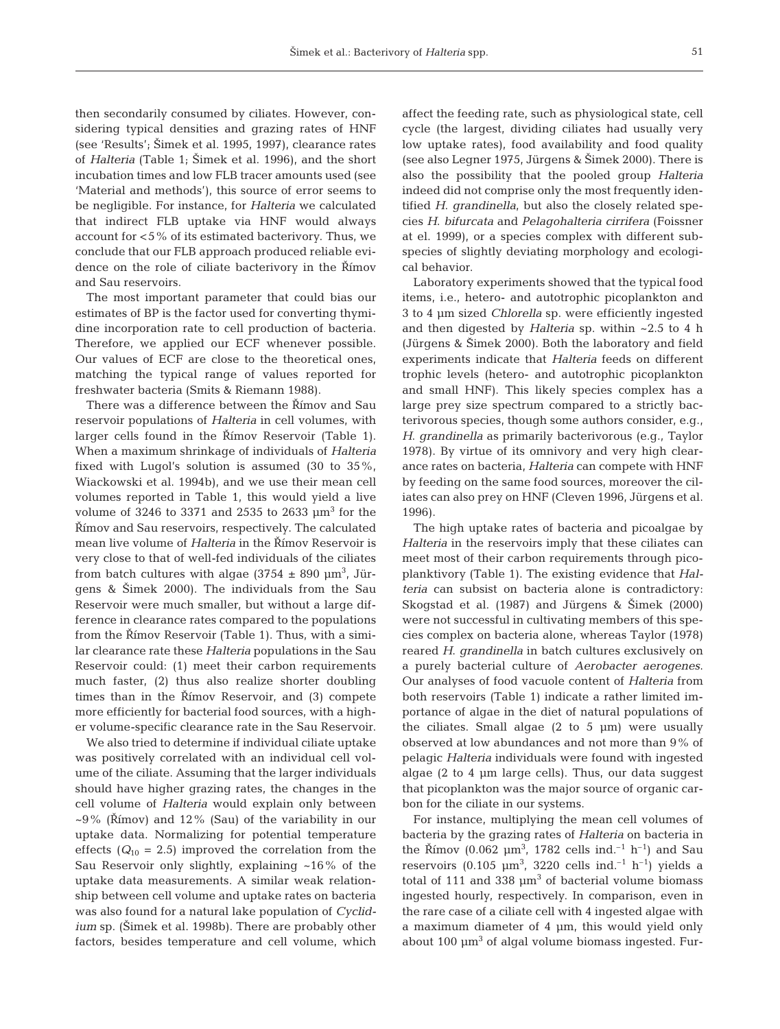then secondarily consumed by ciliates. However, considering typical densities and grazing rates of HNF (see 'Results'; Šimek et al. 1995, 1997), clearance rates of *Halteria* (Table 1; Šimek et al. 1996), and the short incubation times and low FLB tracer amounts used (see 'Material and methods'), this source of error seems to be negligible. For instance, for *Halteria* we calculated that indirect FLB uptake via HNF would always account for <5% of its estimated bacterivory. Thus, we conclude that our FLB approach produced reliable evidence on the role of ciliate bacterivory in the Římov and Sau reservoirs.

The most important parameter that could bias our estimates of BP is the factor used for converting thymidine incorporation rate to cell production of bacteria. Therefore, we applied our ECF whenever possible. Our values of ECF are close to the theoretical ones, matching the typical range of values reported for freshwater bacteria (Smits & Riemann 1988).

There was a difference between the Římov and Sau reservoir populations of *Halteria* in cell volumes, with larger cells found in the Římov Reservoir (Table 1). When a maximum shrinkage of individuals of *Halteria* fixed with Lugol's solution is assumed (30 to 35%, Wiackowski et al. 1994b), and we use their mean cell volumes reported in Table 1, this would yield a live volume of 3246 to 3371 and 2535 to 2633 µm$^3$ for the Římov and Sau reservoirs, respectively. The calculated mean live volume of *Halteria* in the Římov Reservoir is very close to that of well-fed individuals of the ciliates from batch cultures with algae (3754 ± 890 µm$^3$, Jürgens & Šimek 2000). The individuals from the Sau Reservoir were much smaller, but without a large difference in clearance rates compared to the populations from the Římov Reservoir (Table 1). Thus, with a similar clearance rate these *Halteria* populations in the Sau Reservoir could: (1) meet their carbon requirements much faster, (2) thus also realize shorter doubling times than in the Římov Reservoir, and (3) compete more efficiently for bacterial food sources, with a higher volume-specific clearance rate in the Sau Reservoir.

We also tried to determine if individual ciliate uptake was positively correlated with an individual cell volume of the ciliate. Assuming that the larger individuals should have higher grazing rates, the changes in the cell volume of *Halteria* would explain only between ~9% (Římov) and 12% (Sau) of the variability in our uptake data. Normalizing for potential temperature effects ($Q_{10}$ = 2.5) improved the correlation from the Sau Reservoir only slightly, explaining ~16% of the uptake data measurements. A similar weak relationship between cell volume and uptake rates on bacteria was also found for a natural lake population of *Cyclidium* sp. (Šimek et al. 1998b). There are probably other factors, besides temperature and cell volume, which affect the feeding rate, such as physiological state, cell cycle (the largest, dividing ciliates had usually very low uptake rates), food availability and food quality (see also Legner 1975, Jürgens & Šimek 2000). There is also the possibility that the pooled group *Halteria* indeed did not comprise only the most frequently identified *H. grandinella*, but also the closely related species *H. bifurcata* and *Pelagohalteria cirrifera* (Foissner at el. 1999), or a species complex with different subspecies of slightly deviating morphology and ecological behavior.

Laboratory experiments showed that the typical food items, i.e., hetero- and autotrophic picoplankton and 3 to 4 µm sized *Chlorella* sp. were efficiently ingested and then digested by *Halteria* sp. within ~2.5 to 4 h (Jürgens & Šimek 2000). Both the laboratory and field experiments indicate that *Halteria* feeds on different trophic levels (hetero- and autotrophic picoplankton and small HNF). This likely species complex has a large prey size spectrum compared to a strictly bacterivorous species, though some authors consider, e.g., *H. grandinella* as primarily bacterivorous (e.g., Taylor 1978). By virtue of its omnivory and very high clearance rates on bacteria, *Halteria* can compete with HNF by feeding on the same food sources, moreover the ciliates can also prey on HNF (Cleven 1996, Jürgens et al. 1996).

The high uptake rates of bacteria and picoalgae by *Halteria* in the reservoirs imply that these ciliates can meet most of their carbon requirements through picoplanktivory (Table 1). The existing evidence that *Halteria* can subsist on bacteria alone is contradictory: Skogstad et al. (1987) and Jürgens & Šimek (2000) were not successful in cultivating members of this species complex on bacteria alone, whereas Taylor (1978) reared *H. grandinella* in batch cultures exclusively on a purely bacterial culture of *Aerobacter aerogenes*. Our analyses of food vacuole content of *Halteria* from both reservoirs (Table 1) indicate a rather limited importance of algae in the diet of natural populations of the ciliates. Small algae (2 to 5 µm) were usually observed at low abundances and not more than 9% of pelagic *Halteria* individuals were found with ingested algae (2 to 4 µm large cells). Thus, our data suggest that picoplankton was the major source of organic carbon for the ciliate in our systems.

For instance, multiplying the mean cell volumes of bacteria by the grazing rates of *Halteria* on bacteria in the Římov (0.062 µm$^3$, 1782 cells ind.$^{-1}$ h$^{-1}$) and Sau reservoirs (0.105 µm$^3$, 3220 cells ind.$^{-1}$ h$^{-1}$) yields a total of 111 and 338 µm$^3$ of bacterial volume biomass ingested hourly, respectively. In comparison, even in the rare case of a ciliate cell with 4 ingested algae with a maximum diameter of 4 µm, this would yield only about 100 µm$^3$ of algal volume biomass ingested. Fur-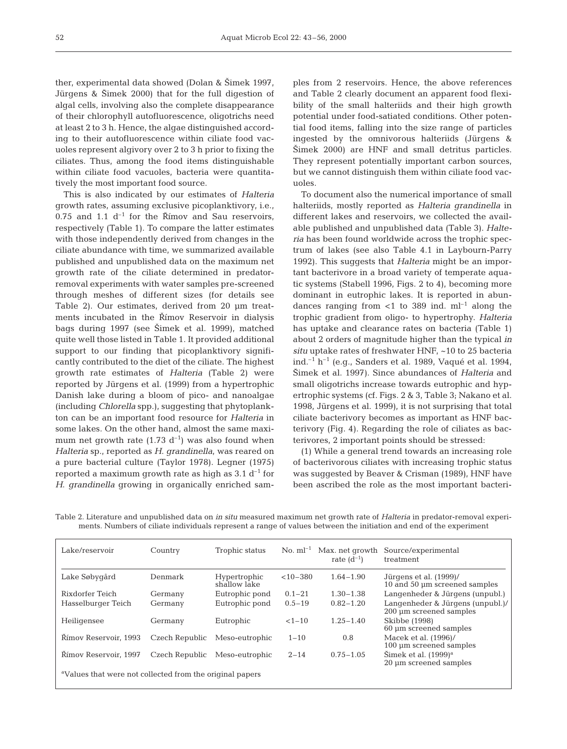ther, experimental data showed (Dolan & Šimek 1997, Jürgens & Šimek 2000) that for the full digestion of algal cells, involving also the complete disappearance of their chlorophyll autofluorescence, oligotrichs need at least 2 to 3 h. Hence, the algae distinguished according to their autofluorescence within ciliate food vacuoles represent algivory over 2 to 3 h prior to fixing the ciliates. Thus, among the food items distinguishable within ciliate food vacuoles, bacteria were quantitatively the most important food source.

This is also indicated by our estimates of *Halteria* growth rates, assuming exclusive picoplanktivory, i.e., 0.75 and 1.1 $d^{-1}$ for the Římov and Sau reservoirs, respectively (Table 1). To compare the latter estimates with those independently derived from changes in the ciliate abundance with time, we summarized available published and unpublished data on the maximum net growth rate of the ciliate determined in predator-removal experiments with water samples pre-screened through meshes of different sizes (for details see Table 2). Our estimates, derived from 20 µm treatments incubated in the Římov Reservoir in dialysis bags during 1997 (see Šimek et al. 1999), matched quite well those listed in Table 1. It provided additional support to our finding that picoplanktivory significantly contributed to the diet of the ciliate. The highest growth rate estimates of *Halteria* (Table 2) were reported by Jürgens et al. (1999) from a hypertrophic Danish lake during a bloom of pico- and nanoalgae (including *Chlorella* spp.), suggesting that phytoplankton can be an important food resource for *Halteria* in some lakes. On the other hand, almost the same maximum net growth rate (1.73 $d^{-1}$) was also found when *Halteria* sp., reported as *H. grandinella*, was reared on a pure bacterial culture (Taylor 1978). Legner (1975) reported a maximum growth rate as high as 3.1 $d^{-1}$ for *H. grandinella* growing in organically enriched samples from 2 reservoirs. Hence, the above references and Table 2 clearly document an apparent food flexibility of the small halteriids and their high growth potential under food-satiated conditions. Other potential food items, falling into the size range of particles ingested by the omnivorous halteriids (Jürgens & Šimek 2000) are HNF and small detritus particles. They represent potentially important carbon sources, but we cannot distinguish them within ciliate food vacuoles.

To document also the numerical importance of small halteriids, mostly reported as *Halteria grandinella* in different lakes and reservoirs, we collected the available published and unpublished data (Table 3). *Halteria* has been found worldwide across the trophic spectrum of lakes (see also Table 4.1 in Laybourn-Parry 1992). This suggests that *Halteria* might be an important bacterivore in a broad variety of temperate aquatic systems (Stabell 1996, Figs. 2 to 4), becoming more dominant in eutrophic lakes. It is reported in abundances ranging from <1 to 389 ind. $ml^{-1}$ along the trophic gradient from oligo- to hypertrophy. *Halteria* has uptake and clearance rates on bacteria (Table 1) about 2 orders of magnitude higher than the typical *in situ* uptake rates of freshwater HNF, ~10 to 25 bacteria ind.$^{-1}$ $h^{-1}$ (e.g., Sanders et al. 1989, Vaqué et al. 1994, Šimek et al. 1997). Since abundances of *Halteria* and small oligotrichs increase towards eutrophic and hypertrophic systems (cf. Figs. 2 & 3, Table 3; Nakano et al. 1998, Jürgens et al. 1999), it is not surprising that total ciliate bacterivory becomes as important as HNF bacterivory (Fig. 4). Regarding the role of ciliates as bacterivores, 2 important points should be stressed:

(1) While a general trend towards an increasing role of bacterivorous ciliates with increasing trophic status was suggested by Beaver & Crisman (1989), HNF have been ascribed the role as the most important bacteri-

Table 2. Literature and unpublished data on *in situ* measured maximum net growth rate of *Halteria* in predator-removal experiments. Numbers of ciliate individuals represent a range of values between the initiation and end of the experiment

| Lake/reservoir | Country | Trophic status | No. $ml^{-1}$ | Max. net growth rate ($d^{-1}$) | Source/experimental treatment |
|---|---|---|---|---|---|
| Lake Søbygård | Denmark | Hypertrophic shallow lake | <10–380 | 1.64–1.90 | Jürgens et al. (1999)/ 10 and 50 µm screened samples |
| Rixdorfer Teich | Germany | Eutrophic pond | 0.1–21 | 1.30–1.38 | Langenheder & Jürgens (unpubl.) |
| Hasselburger Teich | Germany | Eutrophic pond | 0.5–19 | 0.82–1.20 | Langenheder & Jürgens (unpubl.)/ 200 µm screened samples |
| Heiligensee | Germany | Eutrophic | <1–10 | 1.25–1.40 | Skibbe (1998) 60 µm screened samples |
| Římov Reservoir, 1993 | Czech Republic | Meso-eutrophic | 1–10 | 0.8 | Macek et al. (1996)/ 100 µm screened samples |
| Římov Reservoir, 1997 | Czech Republic | Meso-eutrophic | 2–14 | 0.75–1.05 | Šimek et al. (1999)[a] 20 µm screened samples |

[a]Values that were not collected from the original papers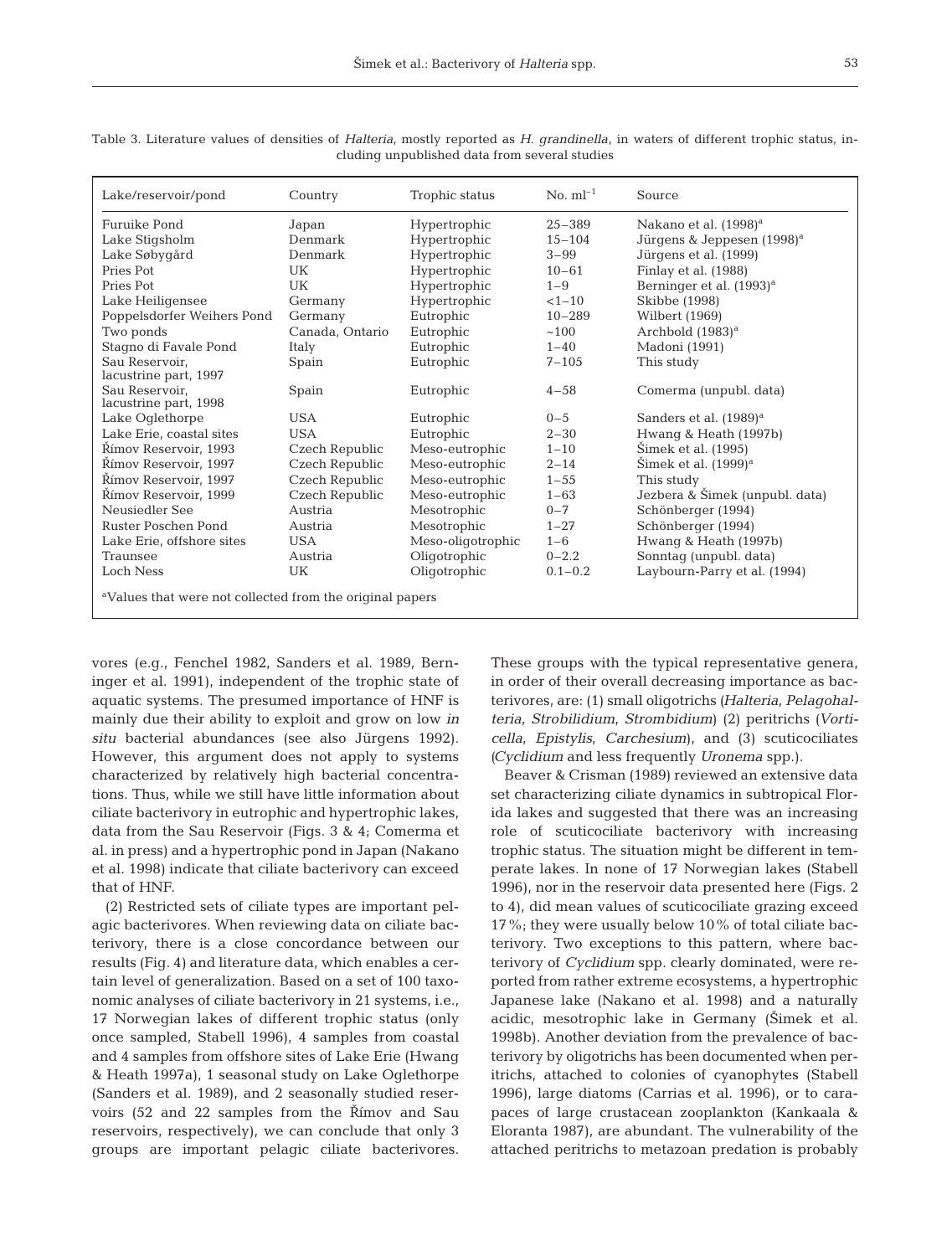Table 3. Literature values of densities of *Halteria*, mostly reported as *H. grandinella*, in waters of different trophic status, including unpublished data from several studies

| Lake/reservoir/pond | Country | Trophic status | No. $ml^{-1}$ | Source |
|---|---|---|---|---|
| Furuike Pond | Japan | Hypertrophic | 25–389 | Nakano et al. (1998)[a] |
| Lake Stigsholm | Denmark | Hypertrophic | 15–104 | Jürgens & Jeppesen (1998)[a] |
| Lake Søbygård | Denmark | Hypertrophic | 3–99 | Jürgens et al. (1999) |
| Pries Pot | UK | Hypertrophic | 10–61 | Finlay et al. (1988) |
| Pries Pot | UK | Hypertrophic | 1–9 | Berninger et al. (1993)[a] |
| Lake Heiligensee | Germany | Hypertrophic | <1–10 | Skibbe (1998) |
| Poppelsdorfer Weihers Pond | Germany | Eutrophic | 10–289 | Wilbert (1969) |
| Two ponds | Canada, Ontario | Eutrophic | ~100 | Archbold (1983)[a] |
| Stagno di Favale Pond | Italy | Eutrophic | 1–40 | Madoni (1991) |
| Sau Reservoir, lacustrine part, 1997 | Spain | Eutrophic | 7–105 | This study |
| Sau Reservoir, lacustrine part, 1998 | Spain | Eutrophic | 4–58 | Comerma (unpubl. data) |
| Lake Oglethorpe | USA | Eutrophic | 0–5 | Sanders et al. (1989)[a] |
| Lake Erie, coastal sites | USA | Eutrophic | 2–30 | Hwang & Heath (1997b) |
| Římov Reservoir, 1993 | Czech Republic | Meso-eutrophic | 1–10 | Šimek et al. (1995) |
| Římov Reservoir, 1997 | Czech Republic | Meso-eutrophic | 2–14 | Šimek et al. (1999)[a] |
| Římov Reservoir, 1997 | Czech Republic | Meso-eutrophic | 1–55 | This study |
| Římov Reservoir, 1999 | Czech Republic | Meso-eutrophic | 1–63 | Jezbera & Šimek (unpubl. data) |
| Neusiedler See | Austria | Mesotrophic | 0–7 | Schönberger (1994) |
| Ruster Poschen Pond | Austria | Mesotrophic | 1–27 | Schönberger (1994) |
| Lake Erie, offshore sites | USA | Meso-oligotrophic | 1–6 | Hwang & Heath (1997b) |
| Traunsee | Austria | Oligotrophic | 0–2.2 | Sonntag (unpubl. data) |
| Loch Ness | UK | Oligotrophic | 0.1–0.2 | Laybourn-Parry et al. (1994) |

[a]Values that were not collected from the original papers

vores (e.g., Fenchel 1982, Sanders et al. 1989, Berninger et al. 1991), independent of the trophic state of aquatic systems. The presumed importance of HNF is mainly due their ability to exploit and grow on low *in situ* bacterial abundances (see also Jürgens 1992). However, this argument does not apply to systems characterized by relatively high bacterial concentrations. Thus, while we still have little information about ciliate bacterivory in eutrophic and hypertrophic lakes, data from the Sau Reservoir (Figs. 3 & 4; Comerma et al. in press) and a hypertrophic pond in Japan (Nakano et al. 1998) indicate that ciliate bacterivory can exceed that of HNF.

(2) Restricted sets of ciliate types are important pelagic bacterivores. When reviewing data on ciliate bacterivory, there is a close concordance between our results (Fig. 4) and literature data, which enables a certain level of generalization. Based on a set of 100 taxonomic analyses of ciliate bacterivory in 21 systems, i.e., 17 Norwegian lakes of different trophic status (only once sampled, Stabell 1996), 4 samples from coastal and 4 samples from offshore sites of Lake Erie (Hwang & Heath 1997a), 1 seasonal study on Lake Oglethorpe (Sanders et al. 1989), and 2 seasonally studied reservoirs (52 and 22 samples from the Římov and Sau reservoirs, respectively), we can conclude that only 3 groups are important pelagic ciliate bacterivores. These groups with the typical representative genera, in order of their overall decreasing importance as bacterivores, are: (1) small oligotrichs (*Halteria*, *Pelagohalteria*, *Strobilidium*, *Strombidium*) (2) peritrichs (*Vorticella*, *Epistylis*, *Carchesium*), and (3) scuticociliates (*Cyclidium* and less frequently *Uronema* spp.).

Beaver & Crisman (1989) reviewed an extensive data set characterizing ciliate dynamics in subtropical Florida lakes and suggested that there was an increasing role of scuticociliate bacterivory with increasing trophic status. The situation might be different in temperate lakes. In none of 17 Norwegian lakes (Stabell 1996), nor in the reservoir data presented here (Figs. 2 to 4), did mean values of scuticociliate grazing exceed 17%; they were usually below 10% of total ciliate bacterivory. Two exceptions to this pattern, where bacterivory of *Cyclidium* spp. clearly dominated, were reported from rather extreme ecosystems, a hypertrophic Japanese lake (Nakano et al. 1998) and a naturally acidic, mesotrophic lake in Germany (Šimek et al. 1998b). Another deviation from the prevalence of bacterivory by oligotrichs has been documented when peritrichs, attached to colonies of cyanophytes (Stabell 1996), large diatoms (Carrias et al. 1996), or to carapaces of large crustacean zooplankton (Kankaala & Eloranta 1987), are abundant. The vulnerability of the attached peritrichs to metazoan predation is probably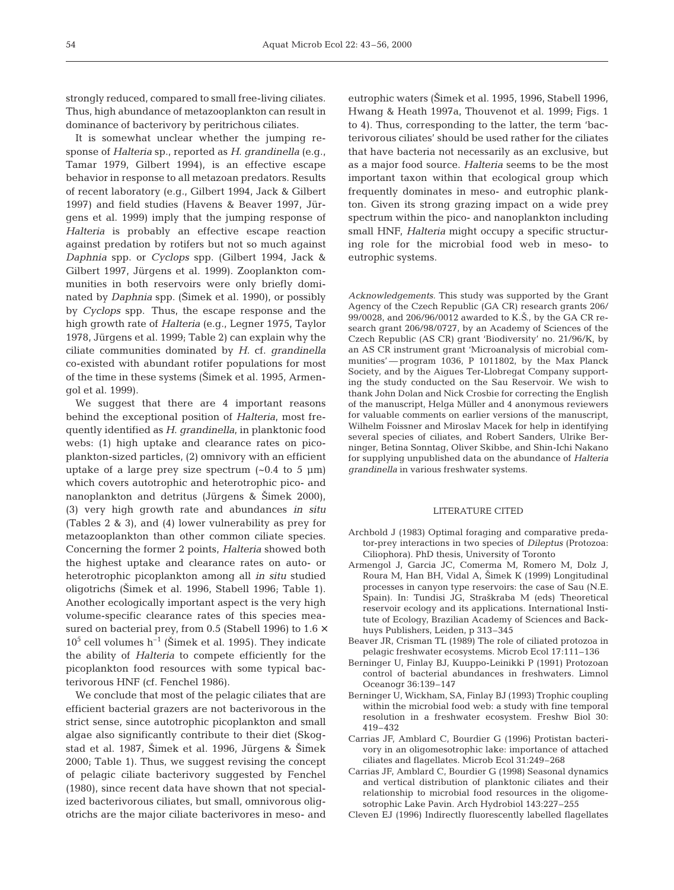strongly reduced, compared to small free-living ciliates. Thus, high abundance of metazooplankton can result in dominance of bacterivory by peritrichous ciliates.

It is somewhat unclear whether the jumping response of *Halteria* sp., reported as *H. grandinella* (e.g., Tamar 1979, Gilbert 1994), is an effective escape behavior in response to all metazoan predators. Results of recent laboratory (e.g., Gilbert 1994, Jack & Gilbert 1997) and field studies (Havens & Beaver 1997, Jürgens et al. 1999) imply that the jumping response of *Halteria* is probably an effective escape reaction against predation by rotifers but not so much against *Daphnia* spp. or *Cyclops* spp. (Gilbert 1994, Jack & Gilbert 1997, Jürgens et al. 1999). Zooplankton communities in both reservoirs were only briefly dominated by *Daphnia* spp. (Šimek et al. 1990), or possibly by *Cyclops* spp. Thus, the escape response and the high growth rate of *Halteria* (e.g., Legner 1975, Taylor 1978, Jürgens et al. 1999; Table 2) can explain why the ciliate communities dominated by *H.* cf. *grandinella* co-existed with abundant rotifer populations for most of the time in these systems (Šimek et al. 1995, Armengol et al. 1999).

We suggest that there are 4 important reasons behind the exceptional position of *Halteria*, most frequently identified as *H. grandinella*, in planktonic food webs: (1) high uptake and clearance rates on picoplankton-sized particles, (2) omnivory with an efficient uptake of a large prey size spectrum (~0.4 to 5 µm) which covers autotrophic and heterotrophic pico- and nanoplankton and detritus (Jürgens & Šimek 2000), (3) very high growth rate and abundances *in situ* (Tables 2 & 3), and (4) lower vulnerability as prey for metazooplankton than other common ciliate species. Concerning the former 2 points, *Halteria* showed both the highest uptake and clearance rates on auto- or heterotrophic picoplankton among all *in situ* studied oligotrichs (Šimek et al. 1996, Stabell 1996; Table 1). Another ecologically important aspect is the very high volume-specific clearance rates of this species measured on bacterial prey, from 0.5 (Stabell 1996) to $1.6 \times 10^5$ cell volumes $h^{-1}$ (Šimek et al. 1995). They indicate the ability of *Halteria* to compete efficiently for the picoplankton food resources with some typical bacterivorous HNF (cf. Fenchel 1986).

We conclude that most of the pelagic ciliates that are efficient bacterial grazers are not bacterivorous in the strict sense, since autotrophic picoplankton and small algae also significantly contribute to their diet (Skogstad et al. 1987, Šimek et al. 1996, Jürgens & Šimek 2000; Table 1). Thus, we suggest revising the concept of pelagic ciliate bacterivory suggested by Fenchel (1980), since recent data have shown that not specialized bacterivorous ciliates, but small, omnivorous oligotrichs are the major ciliate bacterivores in meso- and eutrophic waters (Šimek et al. 1995, 1996, Stabell 1996, Hwang & Heath 1997a, Thouvenot et al. 1999; Figs. 1 to 4). Thus, corresponding to the latter, the term 'bacterivorous ciliates' should be used rather for the ciliates that have bacteria not necessarily as an exclusive, but as a major food source. *Halteria* seems to be the most important taxon within that ecological group which frequently dominates in meso- and eutrophic plankton. Given its strong grazing impact on a wide prey spectrum within the pico- and nanoplankton including small HNF, *Halteria* might occupy a specific structuring role for the microbial food web in meso- to eutrophic systems.

*Acknowledgements.* This study was supported by the Grant Agency of the Czech Republic (GA CR) research grants 206/99/0028, and 206/96/0012 awarded to K.Š., by the GA CR research grant 206/98/0727, by an Academy of Sciences of the Czech Republic (AS CR) grant 'Biodiversity' no. 21/96/K, by an AS CR instrument grant 'Microanalysis of microbial communities' — program 1036, P 1011802, by the Max Planck Society, and by the Aigues Ter-Llobregat Company supporting the study conducted on the Sau Reservoir. We wish to thank John Dolan and Nick Crosbie for correcting the English of the manuscript, Helga Müller and 4 anonymous reviewers for valuable comments on earlier versions of the manuscript, Wilhelm Foissner and Miroslav Macek for help in identifying several species of ciliates, and Robert Sanders, Ulrike Berninger, Betina Sonntag, Oliver Skibbe, and Shin-Ichi Nakano for supplying unpublished data on the abundance of *Halteria grandinella* in various freshwater systems.

## LITERATURE CITED

- Archbold J (1983) Optimal foraging and comparative predator-prey interactions in two species of *Dileptus* (Protozoa: Ciliophora). PhD thesis, University of Toronto
- Armengol J, Garcia JC, Comerma M, Romero M, Dolz J, Roura M, Han BH, Vidal A, Šimek K (1999) Longitudinal processes in canyon type reservoirs: the case of Sau (N.E. Spain). In: Tundisi JG, Straškraba M (eds) Theoretical reservoir ecology and its applications. International Institute of Ecology, Brazilian Academy of Sciences and Backhuys Publishers, Leiden, p 313–345
- Beaver JR, Crisman TL (1989) The role of ciliated protozoa in pelagic freshwater ecosystems. Microb Ecol 17:111–136
- Berninger U, Finlay BJ, Kuuppo-Leinikki P (1991) Protozoan control of bacterial abundances in freshwaters. Limnol Oceanogr 36:139–147
- Berninger U, Wickham, SA, Finlay BJ (1993) Trophic coupling within the microbial food web: a study with fine temporal resolution in a freshwater ecosystem. Freshw Biol 30: 419–432
- Carrias JF, Amblard C, Bourdier G (1996) Protistan bacterivory in an oligomesotrophic lake: importance of attached ciliates and flagellates. Microb Ecol 31:249–268
- Carrias JF, Amblard C, Bourdier G (1998) Seasonal dynamics and vertical distribution of planktonic ciliates and their relationship to microbial food resources in the oligomesotrophic Lake Pavin. Arch Hydrobiol 143:227–255
- Cleven EJ (1996) Indirectly fluorescently labelled flagellates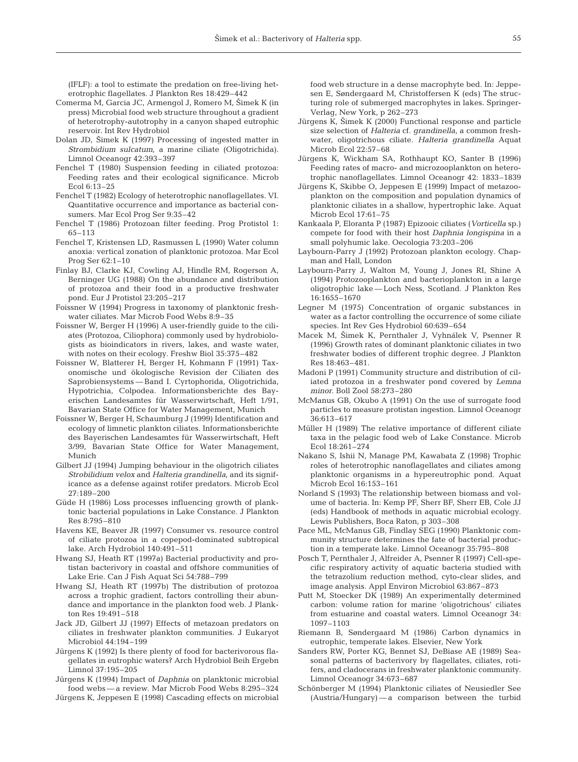(IFLF): a tool to estimate the predation on free-living heterotrophic flagellates. J Plankton Res 18:429–442

Comerma M, Garcia JC, Armengol J, Romero M, Šimek K (in press) Microbial food web structure throughout a gradient of heterotrophy-autotrophy in a canyon shaped eutrophic reservoir. Int Rev Hydrobiol

Dolan JD, Šimek K (1997) Processing of ingested matter in *Strombidium sulcatum*, a marine ciliate (Oligotrichida). Limnol Oceanogr 42:393–397

Fenchel T (1980) Suspension feeding in ciliated protozoa: Feeding rates and their ecological significance. Microb Ecol 6:13–25

Fenchel T (1982) Ecology of heterotrophic nanoflagellates. VI. Quantitative occurrence and importance as bacterial consumers. Mar Ecol Prog Ser 9:35–42

Fenchel T (1986) Protozoan filter feeding. Prog Protistol 1: 65–113

Fenchel T, Kristensen LD, Rasmussen L (1990) Water column anoxia: vertical zonation of planktonic protozoa. Mar Ecol Prog Ser 62:1–10

Finlay BJ, Clarke KJ, Cowling AJ, Hindle RM, Rogerson A, Berninger UG (1988) On the abundance and distribution of protozoa and their food in a productive freshwater pond. Eur J Protistol 23:205–217

Foissner W (1994) Progress in taxonomy of planktonic freshwater ciliates. Mar Microb Food Webs 8:9–35

Foissner W, Berger H (1996) A user-friendly guide to the ciliates (Protozoa, Ciliophora) commonly used by hydrobiologists as bioindicators in rivers, lakes, and waste water, with notes on their ecology. Freshw Biol 35:375–482

Foissner W, Blatterer H, Berger H, Kohmann F (1991) Taxonomische und ökologische Revision der Ciliaten des Saprobiensystems — Band I. Cyrtophorida, Oligotrichida, Hypotrichia, Colpodea. Informationsberichte des Bayerischen Landesamtes für Wasserwirtschaft, Heft 1/91, Bavarian State Office for Water Management, Munich

Foissner W, Berger H, Schaumburg J (1999) Identification and ecology of limnetic plankton ciliates. Informationsberichte des Bayerischen Landesamtes für Wasserwirtschaft, Heft 3/99, Bavarian State Office for Water Management, Munich

Gilbert JJ (1994) Jumping behaviour in the oligotrich ciliates *Strobilidium velox* and *Halteria grandinella*, and its significance as a defense against rotifer predators. Microb Ecol 27:189–200

Güde H (1986) Loss processes influencing growth of planktonic bacterial populations in Lake Constance. J Plankton Res 8:795–810

Havens KE, Beaver JR (1997) Consumer vs. resource control of ciliate protozoa in a copepod-dominated subtropical lake. Arch Hydrobiol 140:491–511

Hwang SJ, Heath RT (1997a) Bacterial productivity and protistan bacterivory in coastal and offshore communities of Lake Erie. Can J Fish Aquat Sci 54:788–799

Hwang SJ, Heath RT (1997b) The distribution of protozoa across a trophic gradient, factors controlling their abundance and importance in the plankton food web. J Plankton Res 19:491–518

Jack JD, Gilbert JJ (1997) Effects of metazoan predators on ciliates in freshwater plankton communities. J Eukaryot Microbiol 44:194–199

Jürgens K (1992) Is there plenty of food for bacterivorous flagellates in eutrophic waters? Arch Hydrobiol Beih Ergebn Limnol 37:195–205

Jürgens K (1994) Impact of *Daphnia* on planktonic microbial food webs — a review. Mar Microb Food Webs 8:295–324

Jürgens K, Jeppesen E (1998) Cascading effects on microbial food web structure in a dense macrophyte bed. In: Jeppesen E, Søndergaard M, Christoffersen K (eds) The structuring role of submerged macrophytes in lakes. Springer-Verlag, New York, p 262–273

Jürgens K, Šimek K (2000) Functional response and particle size selection of *Halteria* cf. *grandinella*, a common freshwater, oligotrichous ciliate. *Halteria grandinella* Aquat Microb Ecol 22:57–68

Jürgens K, Wickham SA, Rothhaupt KO, Santer B (1996) Feeding rates of macro- and microzooplankton on heterotrophic nanoflagellates. Limnol Oceanogr 42: 1833–1839

Jürgens K, Skibbe O, Jeppesen E (1999) Impact of metazooplankton on the composition and population dynamics of planktonic ciliates in a shallow, hypertrophic lake. Aquat Microb Ecol 17:61–75

Kankaala P, Eloranta P (1987) Epizooic ciliates (*Vorticella* sp.) compete for food with their host *Daphnia longispina* in a small polyhumic lake. Oecologia 73:203–206

Laybourn-Parry J (1992) Protozoan plankton ecology. Chapman and Hall, London

Laybourn-Parry J, Walton M, Young J, Jones RI, Shine A (1994) Protozooplankton and bacterioplankton in a large oligotrophic lake — Loch Ness, Scotland. J Plankton Res 16:1655–1670

Legner M (1975) Concentration of organic substances in water as a factor controlling the occurrence of some ciliate species. Int Rev Ges Hydrobiol 60:639–654

Macek M, Šimek K, Pernthaler J, Vyhnálek V, Psenner R (1996) Growth rates of dominant planktonic ciliates in two freshwater bodies of different trophic degree. J Plankton Res 18:463–481.

Madoni P (1991) Community structure and distribution of ciliated protozoa in a freshwater pond covered by *Lemna minor*. Boll Zool 58:273–280

McManus GB, Okubo A (1991) On the use of surrogate food particles to measure protistan ingestion. Limnol Oceanogr 36:613–617

Müller H (1989) The relative importance of different ciliate taxa in the pelagic food web of Lake Constance. Microb Ecol 18:261–274

Nakano S, Ishii N, Manage PM, Kawabata Z (1998) Trophic roles of heterotrophic nanoflagellates and ciliates among planktonic organisms in a hypereutrophic pond. Aquat Microb Ecol 16:153–161

Norland S (1993) The relationship between biomass and volume of bacteria. In: Kemp PF, Sherr BF, Sherr EB, Cole JJ (eds) Handbook of methods in aquatic microbial ecology. Lewis Publishers, Boca Raton, p 303–308

Pace ML, McManus GB, Findlay SEG (1990) Planktonic community structure determines the fate of bacterial production in a temperate lake. Limnol Oceanogr 35:795–808

Posch T, Pernthaler J, Alfreider A, Psenner R (1997) Cell-specific respiratory activity of aquatic bacteria studied with the tetrazolium reduction method, cyto-clear slides, and image analysis. Appl Environ Microbiol 63:867–873

Putt M, Stoecker DK (1989) An experimentally determined carbon: volume ration for marine 'oligotrichous' ciliates from estuarine and coastal waters. Limnol Oceanogr 34: 1097–1103

Riemann B, Søndergaard M (1986) Carbon dynamics in eutrophic, temperate lakes. Elsevier, New York

Sanders RW, Porter KG, Bennet SJ, DeBiase AE (1989) Seasonal patterns of bacterivory by flagellates, ciliates, rotifers, and cladocerans in freshwater planktonic community. Limnol Oceanogr 34:673–687

Schönberger M (1994) Planktonic ciliates of Neusiedler See (Austria/Hungary) — a comparison between the turbid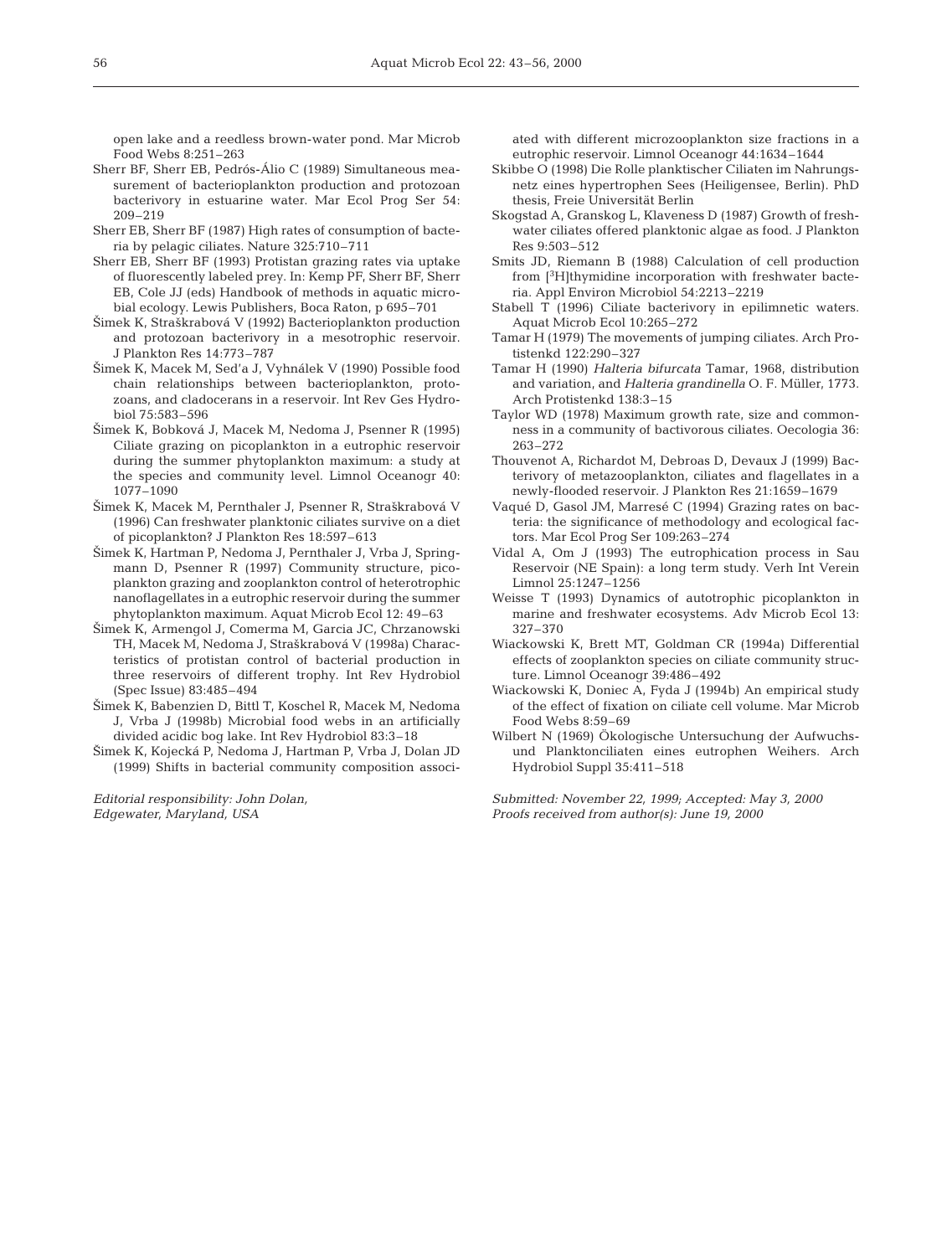open lake and a reedless brown-water pond. Mar Microb Food Webs 8:251–263

Sherr BF, Sherr EB, Pedrós-Álio C (1989) Simultaneous measurement of bacterioplankton production and protozoan bacterivory in estuarine water. Mar Ecol Prog Ser 54: 209–219

Sherr EB, Sherr BF (1987) High rates of consumption of bacteria by pelagic ciliates. Nature 325:710–711

Sherr EB, Sherr BF (1993) Protistan grazing rates via uptake of fluorescently labeled prey. In: Kemp PF, Sherr BF, Sherr EB, Cole JJ (eds) Handbook of methods in aquatic microbial ecology. Lewis Publishers, Boca Raton, p 695–701

Šimek K, Straškrabová V (1992) Bacterioplankton production and protozoan bacterivory in a mesotrophic reservoir. J Plankton Res 14:773–787

Šimek K, Macek M, Sed'a J, Vyhnálek V (1990) Possible food chain relationships between bacterioplankton, protozoans, and cladocerans in a reservoir. Int Rev Ges Hydrobiol 75:583–596

Šimek K, Bobková J, Macek M, Nedoma J, Psenner R (1995) Ciliate grazing on picoplankton in a eutrophic reservoir during the summer phytoplankton maximum: a study at the species and community level. Limnol Oceanogr 40: 1077–1090

Šimek K, Macek M, Pernthaler J, Psenner R, Straškrabová V (1996) Can freshwater planktonic ciliates survive on a diet of picoplankton? J Plankton Res 18:597–613

Šimek K, Hartman P, Nedoma J, Pernthaler J, Vrba J, Springmann D, Psenner R (1997) Community structure, picoplankton grazing and zooplankton control of heterotrophic nanoflagellates in a eutrophic reservoir during the summer phytoplankton maximum. Aquat Microb Ecol 12: 49–63

Šimek K, Armengol J, Comerma M, Garcia JC, Chrzanowski TH, Macek M, Nedoma J, Straškrabová V (1998a) Characteristics of protistan control of bacterial production in three reservoirs of different trophy. Int Rev Hydrobiol (Spec Issue) 83:485–494

Šimek K, Babenzien D, Bittl T, Koschel R, Macek M, Nedoma J, Vrba J (1998b) Microbial food webs in an artificially divided acidic bog lake. Int Rev Hydrobiol 83:3–18

Šimek K, Kojecká P, Nedoma J, Hartman P, Vrba J, Dolan JD (1999) Shifts in bacterial community composition associated with different microzooplankton size fractions in a eutrophic reservoir. Limnol Oceanogr 44:1634–1644

Skibbe O (1998) Die Rolle planktischer Ciliaten im Nahrungsnetz eines hypertrophen Sees (Heiligensee, Berlin). PhD thesis, Freie Universität Berlin

Skogstad A, Granskog L, Klaveness D (1987) Growth of freshwater ciliates offered planktonic algae as food. J Plankton Res 9:503–512

Smits JD, Riemann B (1988) Calculation of cell production from [$^3$H]thymidine incorporation with freshwater bacteria. Appl Environ Microbiol 54:2213–2219

Stabell T (1996) Ciliate bacterivory in epilimnetic waters. Aquat Microb Ecol 10:265–272

Tamar H (1979) The movements of jumping ciliates. Arch Protistenkd 122:290–327

Tamar H (1990) *Halteria bifurcata* Tamar, 1968, distribution and variation, and *Halteria grandinella* O. F. Müller, 1773. Arch Protistenkd 138:3–15

Taylor WD (1978) Maximum growth rate, size and commonness in a community of bactivorous ciliates. Oecologia 36: 263–272

Thouvenot A, Richardot M, Debroas D, Devaux J (1999) Bacterivory of metazooplankton, ciliates and flagellates in a newly-flooded reservoir. J Plankton Res 21:1659–1679

Vaqué D, Gasol JM, Marresé C (1994) Grazing rates on bacteria: the significance of methodology and ecological factors. Mar Ecol Prog Ser 109:263–274

Vidal A, Om J (1993) The eutrophication process in Sau Reservoir (NE Spain): a long term study. Verh Int Verein Limnol 25:1247–1256

Weisse T (1993) Dynamics of autotrophic picoplankton in marine and freshwater ecosystems. Adv Microb Ecol 13: 327–370

Wiackowski K, Brett MT, Goldman CR (1994a) Differential effects of zooplankton species on ciliate community structure. Limnol Oceanogr 39:486–492

Wiackowski K, Doniec A, Fyda J (1994b) An empirical study of the effect of fixation on ciliate cell volume. Mar Microb Food Webs 8:59–69

Wilbert N (1969) Ökologische Untersuchung der Aufwuchs- und Planktonciliaten eines eutrophen Weihers. Arch Hydrobiol Suppl 35:411–518

*Editorial responsibility: John Dolan, Edgewater, Maryland, USA*

*Submitted: November 22, 1999; Accepted: May 3, 2000*
*Proofs received from author(s): June 19, 2000*